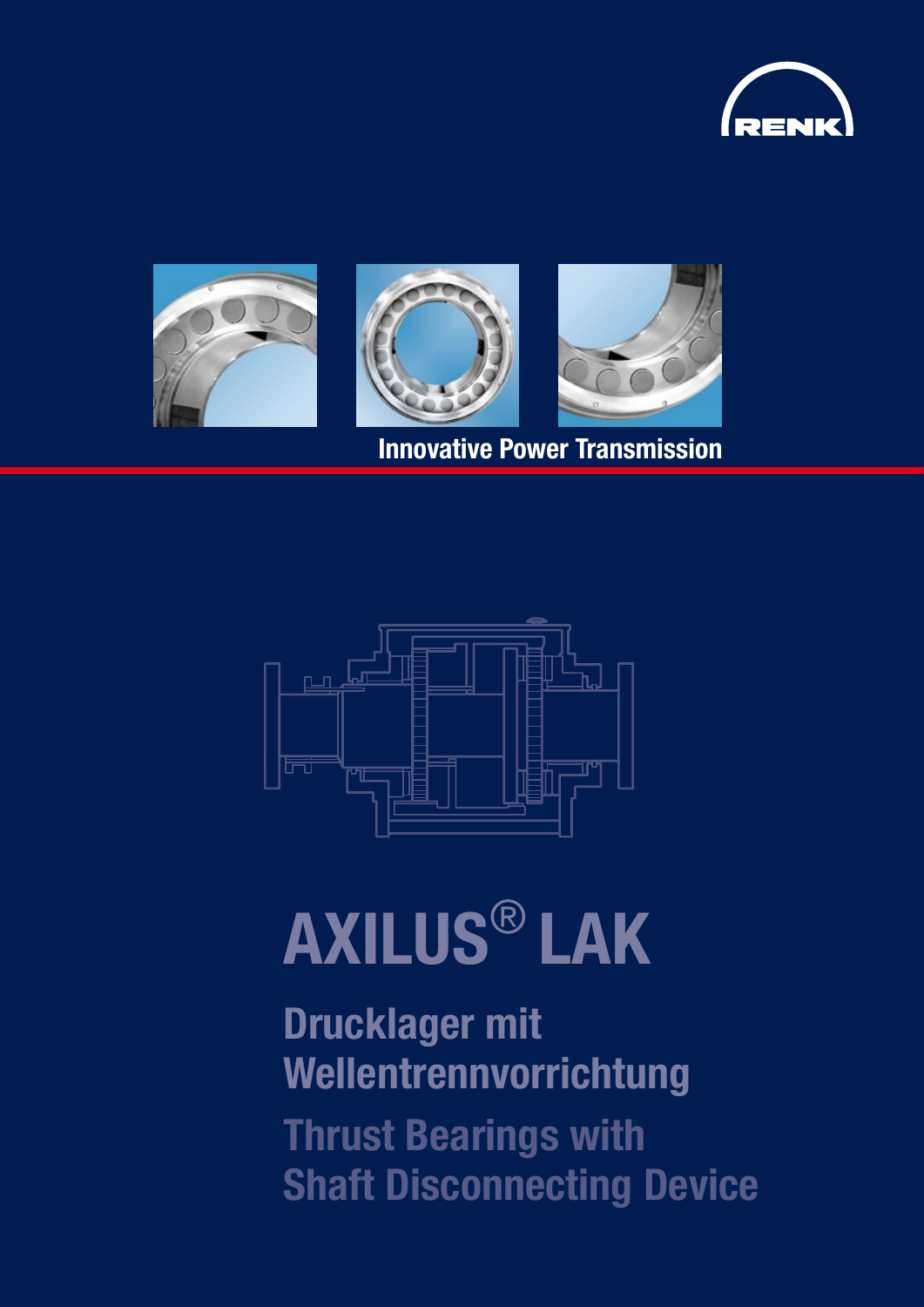RENK

Innovative Power Transmission

# AXILUS® LAK

## Drucklager mit Wellentrennvorrichtung

## Thrust Bearings with Shaft Disconnecting Device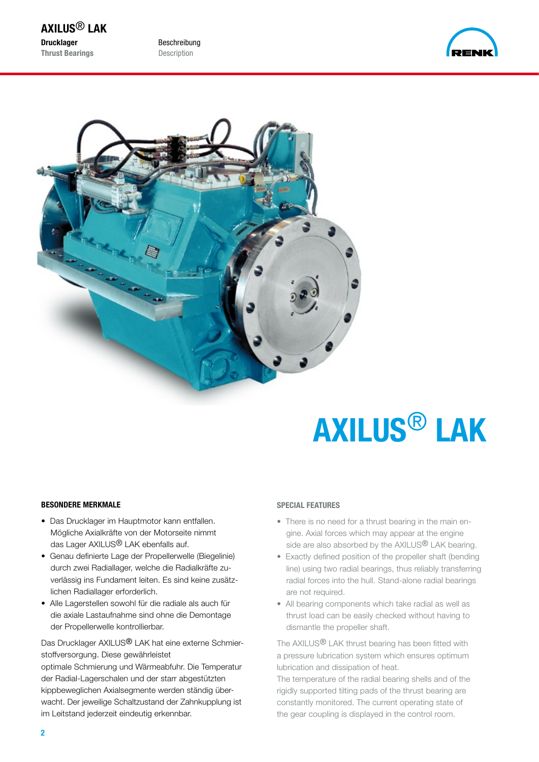# AXILUS® LAK

### BESONDERE MERKMALE

- Das Drucklager im Hauptmotor kann entfallen. Mögliche Axialkräfte von der Motorseite nimmt das Lager AXILUS® LAK ebenfalls auf.
- Genau definierte Lage der Propellerwelle (Biegelinie) durch zwei Radiallager, welche die Radialkräfte zuverlässig ins Fundament leiten. Es sind keine zusätzlichen Radiallager erforderlich.
- Alle Lagerstellen sowohl für die radiale als auch für die axiale Lastaufnahme sind ohne die Demontage der Propellerwelle kontrollierbar.

Das Drucklager AXILUS® LAK hat eine externe Schmierstoffversorgung. Diese gewährleistet optimale Schmierung und Wärmeabfuhr. Die Temperatur der Radial-Lagerschalen und der starr abgestützten kippbeweglichen Axialsegmente werden ständig überwacht. Der jeweilige Schaltzustand der Zahnkupplung ist im Leitstand jederzeit eindeutig erkennbar.

### SPECIAL FEATURES

- There is no need for a thrust bearing in the main engine. Axial forces which may appear at the engine side are also absorbed by the AXILUS® LAK bearing.
- Exactly defined position of the propeller shaft (bending line) using two radial bearings, thus reliably transferring radial forces into the hull. Stand-alone radial bearings are not required.
- All bearing components which take radial as well as thrust load can be easily checked without having to dismantle the propeller shaft.

The AXILUS® LAK thrust bearing has been fitted with a pressure lubrication system which ensures optimum lubrication and dissipation of heat.
The temperature of the radial bearing shells and of the rigidly supported tilting pads of the thrust bearing are constantly monitored. The current operating state of the gear coupling is displayed in the control room.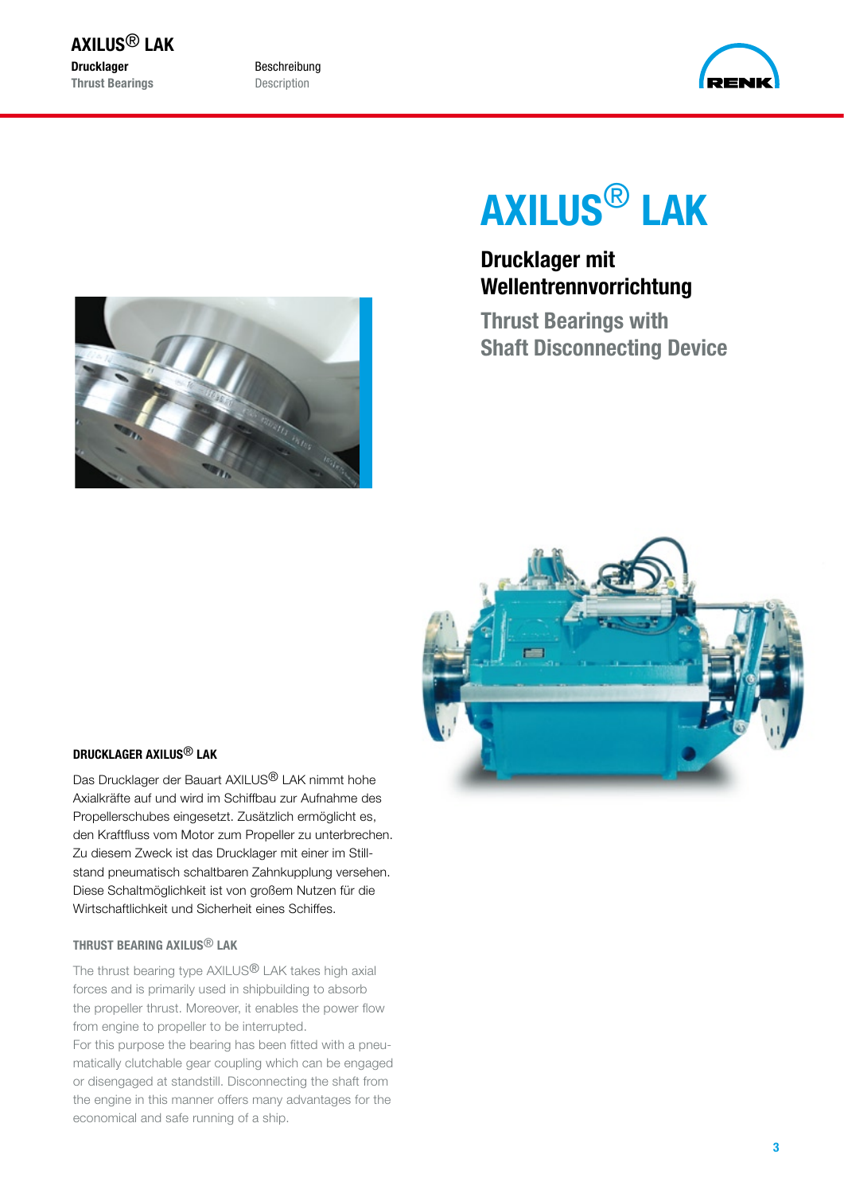# AXILUS® LAK

## Drucklager mit Wellentrennvorrichtung

## Thrust Bearings with Shaft Disconnecting Device

### DRUCKLAGER AXILUS® LAK

Das Drucklager der Bauart AXILUS® LAK nimmt hohe Axialkräfte auf und wird im Schiffbau zur Aufnahme des Propellerschubes eingesetzt. Zusätzlich ermöglicht es, den Kraftfluss vom Motor zum Propeller zu unterbrechen. Zu diesem Zweck ist das Drucklager mit einer im Stillstand pneumatisch schaltbaren Zahnkupplung versehen. Diese Schaltmöglichkeit ist von großem Nutzen für die Wirtschaftlichkeit und Sicherheit eines Schiffes.

### THRUST BEARING AXILUS® LAK

The thrust bearing type AXILUS® LAK takes high axial forces and is primarily used in shipbuilding to absorb the propeller thrust. Moreover, it enables the power flow from engine to propeller to be interrupted.
For this purpose the bearing has been fitted with a pneumatically clutchable gear coupling which can be engaged or disengaged at standstill. Disconnecting the shaft from the engine in this manner offers many advantages for the economical and safe running of a ship.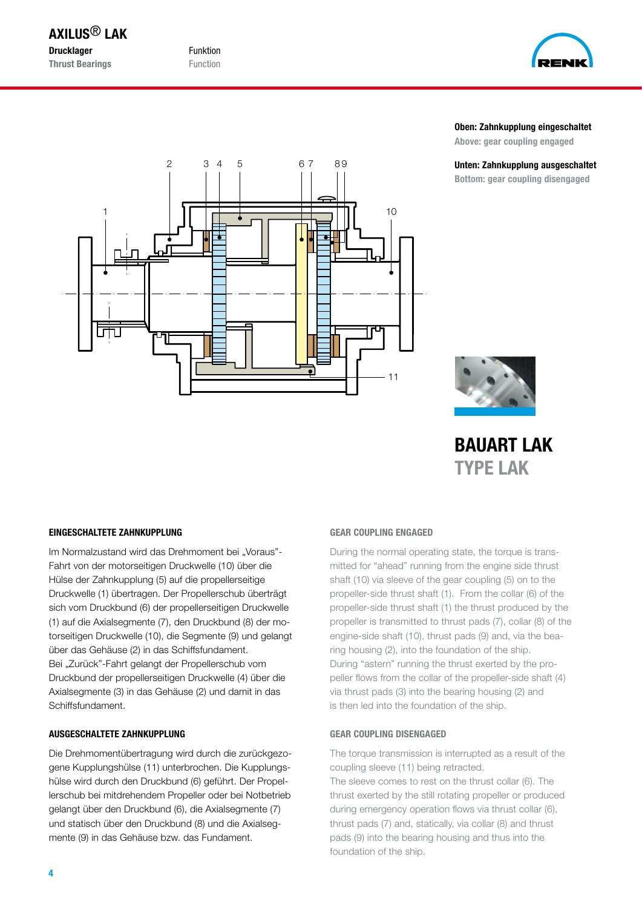**Oben: Zahnkupplung eingeschaltet**

Above: gear coupling engaged

**Unten: Zahnkupplung ausgeschaltet**

Bottom: gear coupling disengaged

# BAUART LAK

# TYPE LAK

### EINGESCHALTETE ZAHNKUPPLUNG

Im Normalzustand wird das Drehmoment bei „Voraus"-Fahrt von der motorseitigen Druckwelle (10) über die Hülse der Zahnkupplung (5) auf die propellerseitige Druckwelle (1) übertragen. Der Propellerschub überträgt sich vom Druckbund (6) der propellerseitigen Druckwelle (1) auf die Axialsegmente (7), den Druckbund (8) der motorseitigen Druckwelle (10), die Segmente (9) und gelangt über das Gehäuse (2) in das Schiffsfundament.
Bei „Zurück"-Fahrt gelangt der Propellerschub vom Druckbund der propellerseitigen Druckwelle (4) über die Axialsegmente (3) in das Gehäuse (2) und damit in das Schiffsfundament.

### AUSGESCHALTETE ZAHNKUPPLUNG

Die Drehmomentübertragung wird durch die zurückgezogene Kupplungshülse (11) unterbrochen. Die Kupplungshülse wird durch den Druckbund (6) geführt. Der Propellerschub bei mitdrehendem Propeller oder bei Notbetrieb gelangt über den Druckbund (6), die Axialsegmente (7) und statisch über den Druckbund (8) und die Axialsegmente (9) in das Gehäuse bzw. das Fundament.

### GEAR COUPLING ENGAGED

During the normal operating state, the torque is transmitted for "ahead" running from the engine side thrust shaft (10) via sleeve of the gear coupling (5) on to the propeller-side thrust shaft (1). From the collar (6) of the propeller-side thrust shaft (1) the thrust produced by the propeller is transmitted to thrust pads (7), collar (8) of the engine-side shaft (10), thrust pads (9) and, via the bearing housing (2), into the foundation of the ship.
During "astern" running the thrust exerted by the propeller flows from the collar of the propeller-side shaft (4) via thrust pads (3) into the bearing housing (2) and is then led into the foundation of the ship.

### GEAR COUPLING DISENGAGED

The torque transmission is interrupted as a result of the coupling sleeve (11) being retracted.
The sleeve comes to rest on the thrust collar (6). The thrust exerted by the still rotating propeller or produced during emergency operation flows via thrust collar (6), thrust pads (7) and, statically, via collar (8) and thrust pads (9) into the bearing housing and thus into the foundation of the ship.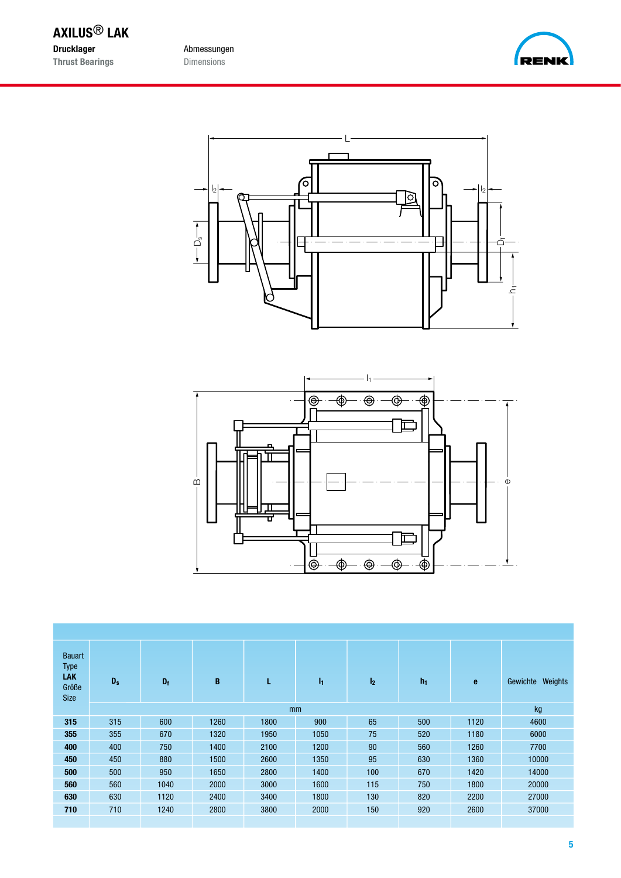# AXILUS® LAK

**Drucklager**
**Thrust Bearings**

Abmessungen
Dimensions

| Bauart Type **LAK** Größe Size | $D_s$ | $D_f$ | B | L | $l_1$ | $l_2$ | $h_1$ | e | Gewichte Weights |
|---|---|---|---|---|---|---|---|---|---|
| | mm | | | | | | | | kg |
| **315** | 315 | 600 | 1260 | 1800 | 900 | 65 | 500 | 1120 | 4600 |
| **355** | 355 | 670 | 1320 | 1950 | 1050 | 75 | 520 | 1180 | 6000 |
| **400** | 400 | 750 | 1400 | 2100 | 1200 | 90 | 560 | 1260 | 7700 |
| **450** | 450 | 880 | 1500 | 2600 | 1350 | 95 | 630 | 1360 | 10000 |
| **500** | 500 | 950 | 1650 | 2800 | 1400 | 100 | 670 | 1420 | 14000 |
| **560** | 560 | 1040 | 2000 | 3000 | 1600 | 115 | 750 | 1800 | 20000 |
| **630** | 630 | 1120 | 2400 | 3400 | 1800 | 130 | 820 | 2200 | 27000 |
| **710** | 710 | 1240 | 2800 | 3800 | 2000 | 150 | 920 | 2600 | 37000 |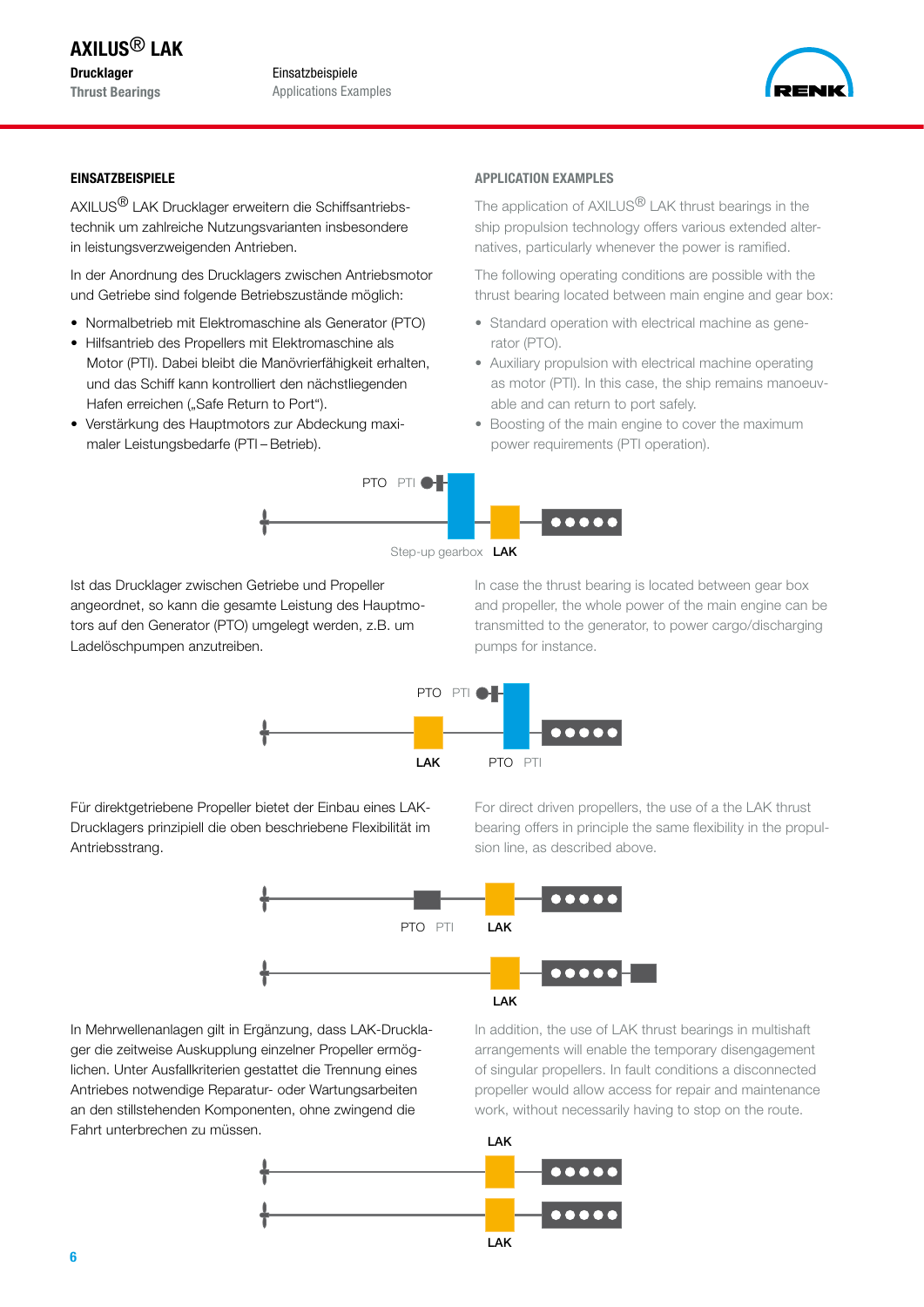## EINSATZBEISPIELE

AXILUS® LAK Drucklager erweitern die Schiffsantriebstechnik um zahlreiche Nutzungsvarianten insbesondere in leistungsverzweigenden Antrieben.

In der Anordnung des Drucklagers zwischen Antriebsmotor und Getriebe sind folgende Betriebszustände möglich:

- Normalbetrieb mit Elektromaschine als Generator (PTO)
- Hilfsantrieb des Propellers mit Elektromaschine als Motor (PTI). Dabei bleibt die Manövrierfähigkeit erhalten, und das Schiff kann kontrolliert den nächstliegenden Hafen erreichen („Safe Return to Port").
- Verstärkung des Hauptmotors zur Abdeckung maximaler Leistungsbedarfe (PTI – Betrieb).

## APPLICATION EXAMPLES

The application of AXILUS® LAK thrust bearings in the ship propulsion technology offers various extended alternatives, particularly whenever the power is ramified.

The following operating conditions are possible with the thrust bearing located between main engine and gear box:

- Standard operation with electrical machine as generator (PTO).
- Auxiliary propulsion with electrical machine operating as motor (PTI). In this case, the ship remains manoeuvable and can return to port safely.
- Boosting of the main engine to cover the maximum power requirements (PTI operation).

PTO PTI

Step-up gearbox LAK

Ist das Drucklager zwischen Getriebe und Propeller angeordnet, so kann die gesamte Leistung des Hauptmotors auf den Generator (PTO) umgelegt werden, z.B. um Ladelöschpumpen anzutreiben.

In case the thrust bearing is located between gear box and propeller, the whole power of the main engine can be transmitted to the generator, to power cargo/discharging pumps for instance.

PTO PTI

LAK PTO PTI

Für direktgetriebene Propeller bietet der Einbau eines LAK-Drucklagers prinzipiell die oben beschriebene Flexibilität im Antriebsstrang.

For direct driven propellers, the use of a the LAK thrust bearing offers in principle the same flexibility in the propulsion line, as described above.

PTO PTI LAK

LAK

In Mehrwellenanlagen gilt in Ergänzung, dass LAK-Drucklager die zeitweise Auskupplung einzelner Propeller ermöglichen. Unter Ausfallkriterien gestattet die Trennung eines Antriebes notwendige Reparatur- oder Wartungsarbeiten an den stillstehenden Komponenten, ohne zwingend die Fahrt unterbrechen zu müssen.

In addition, the use of LAK thrust bearings in multishaft arrangements will enable the temporary disengagement of singular propellers. In fault conditions a disconnected propeller would allow access for repair and maintenance work, without necessarily having to stop on the route.

LAK

LAK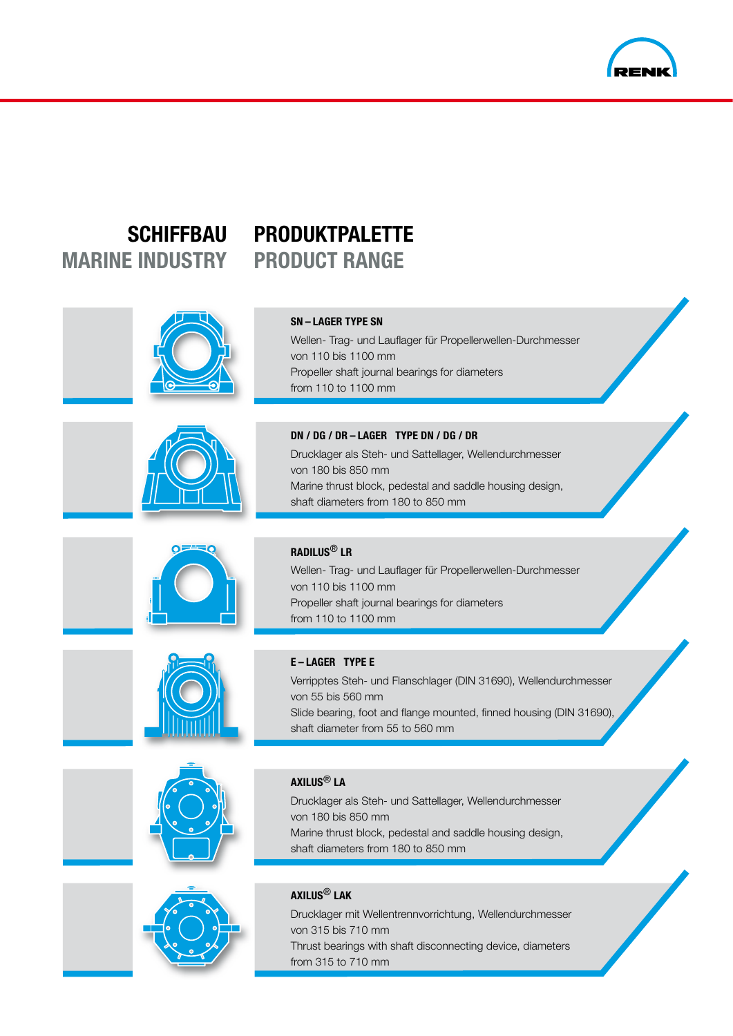# SCHIFFBAU PRODUKTPALETTE

# MARINE INDUSTRY PRODUCT RANGE

### SN – LAGER TYPE SN

Wellen- Trag- und Lauflager für Propellerwellen-Durchmesser von 110 bis 1100 mm
Propeller shaft journal bearings for diameters from 110 to 1100 mm

### DN / DG / DR – LAGER TYPE DN / DG / DR

Drucklager als Steh- und Sattellager, Wellendurchmesser von 180 bis 850 mm
Marine thrust block, pedestal and saddle housing design, shaft diameters from 180 to 850 mm

### RADILUS® LR

Wellen- Trag- und Lauflager für Propellerwellen-Durchmesser von 110 bis 1100 mm
Propeller shaft journal bearings for diameters from 110 to 1100 mm

### E – LAGER TYPE E

Verripptes Steh- und Flanschlager (DIN 31690), Wellendurchmesser von 55 bis 560 mm
Slide bearing, foot and flange mounted, finned housing (DIN 31690), shaft diameter from 55 to 560 mm

### AXILUS® LA

Drucklager als Steh- und Sattellager, Wellendurchmesser von 180 bis 850 mm
Marine thrust block, pedestal and saddle housing design, shaft diameters from 180 to 850 mm

### AXILUS® LAK

Drucklager mit Wellentrennvorrichtung, Wellendurchmesser von 315 bis 710 mm
Thrust bearings with shaft disconnecting device, diameters from 315 to 710 mm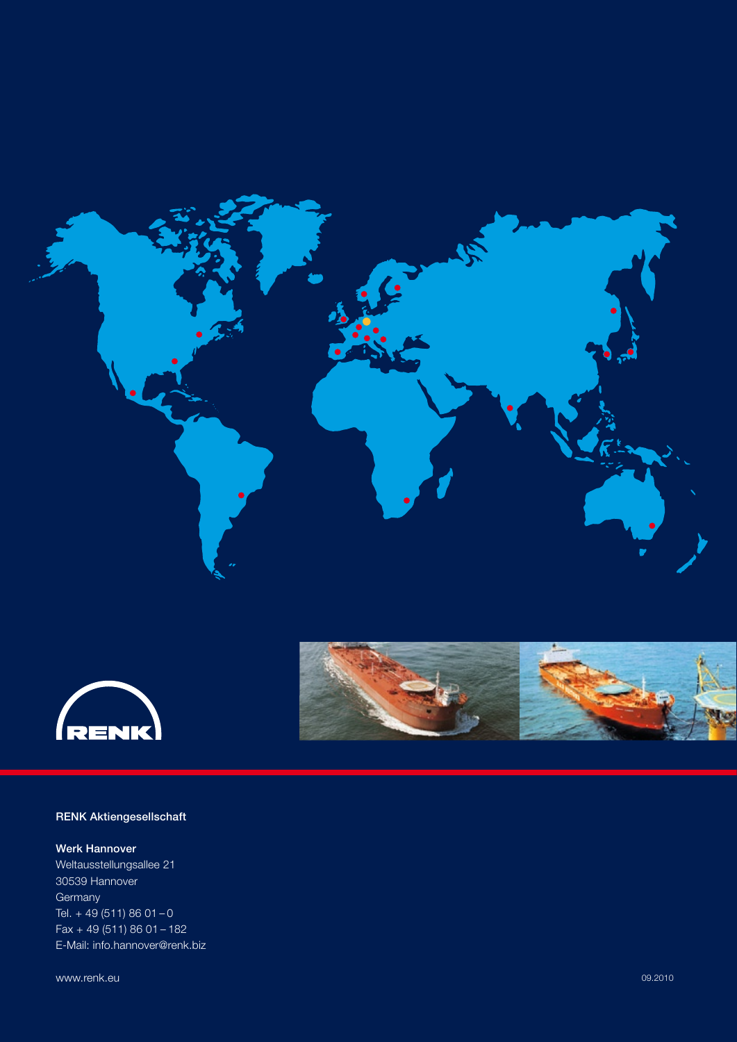RENK Aktiengesellschaft

**Werk Hannover**
Weltausstellungsallee 21
30539 Hannover
Germany
Tel. + 49 (511) 86 01 – 0
Fax + 49 (511) 86 01 – 182
E-Mail: info.hannover@renk.biz

www.renk.eu

09.2010